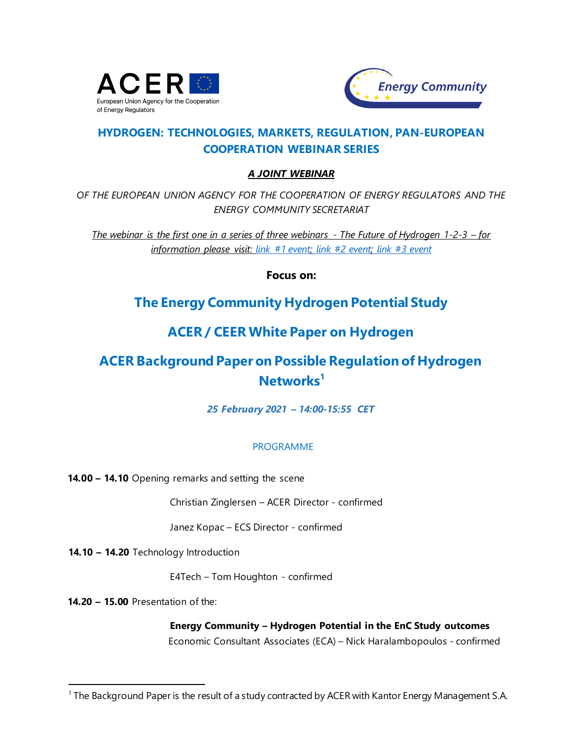ACER

European Union Agency for the Cooperation of Energy Regulators

Energy Community

# HYDROGEN: TECHNOLOGIES, MARKETS, REGULATION, PAN-EUROPEAN COOPERATION WEBINAR SERIES

***A JOINT WEBINAR***

*OF THE EUROPEAN UNION AGENCY FOR THE COOPERATION OF ENERGY REGULATORS AND THE ENERGY COMMUNITY SECRETARIAT*

*The webinar is the first one in a series of three webinars - The Future of Hydrogen 1-2-3 – for information please visit: link #1 event; link #2 event; link #3 event*

**Focus on:**

## The Energy Community Hydrogen Potential Study

## ACER / CEER White Paper on Hydrogen

## ACER Background Paper on Possible Regulation of Hydrogen Networks[1]

***25 February 2021 – 14:00-15:55 CET***

PROGRAMME

**14.00 – 14.10** Opening remarks and setting the scene

Christian Zinglersen – ACER Director - confirmed

Janez Kopac – ECS Director - confirmed

**14.10 – 14.20** Technology Introduction

E4Tech – Tom Houghton - confirmed

**14.20 – 15.00** Presentation of the:

**Energy Community – Hydrogen Potential in the EnC Study outcomes**
Economic Consultant Associates (ECA) – Nick Haralambopoulos - confirmed

[1] The Background Paper is the result of a study contracted by ACER with Kantor Energy Management S.A.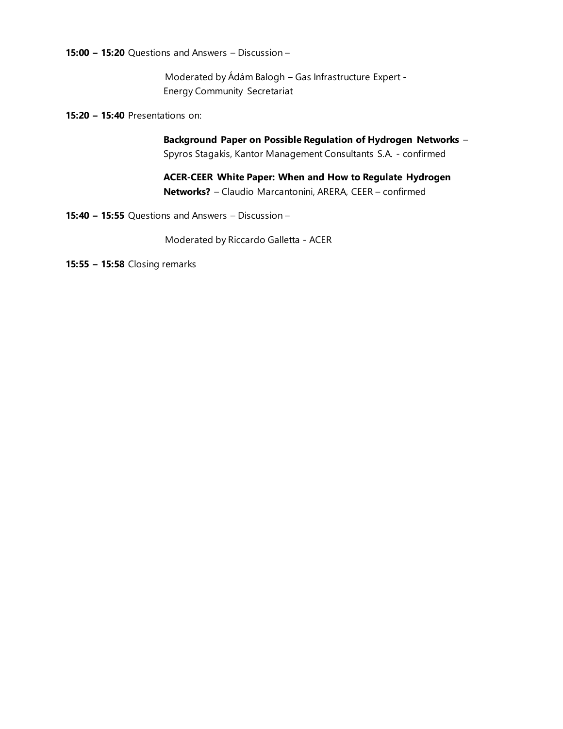**15:00 – 15:20** Questions and Answers – Discussion –

Moderated by Ádám Balogh – Gas Infrastructure Expert - Energy Community Secretariat

**15:20 – 15:40** Presentations on:

**Background Paper on Possible Regulation of Hydrogen Networks** – Spyros Stagakis, Kantor Management Consultants S.A. - confirmed

**ACER-CEER White Paper: When and How to Regulate Hydrogen Networks?** – Claudio Marcantonini, ARERA, CEER – confirmed

**15:40 – 15:55** Questions and Answers – Discussion –

Moderated by Riccardo Galletta - ACER

**15:55 – 15:58** Closing remarks